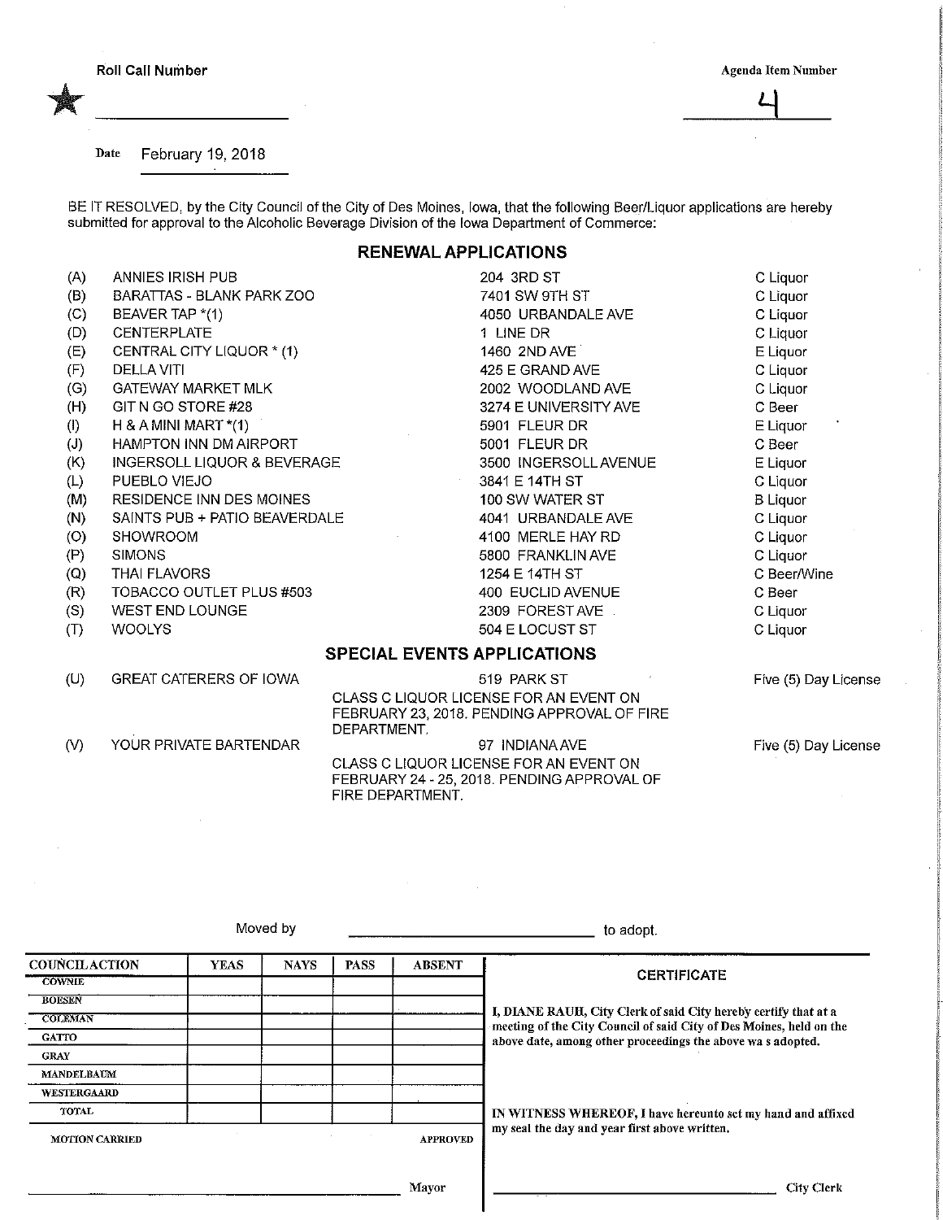Roll Call Number

★ ____________________

Date February 19, 2018

Agenda Item Number

4

BE IT RESOLVED, by the City Council of the City of Des Moines, Iowa, that the following Beer/Liquor applications are hereby submitted for approval to the Alcoholic Beverage Division of the Iowa Department of Commerce:

## RENEWAL APPLICATIONS

| | | | |
|---|---|---|---|
| (A) | ANNIES IRISH PUB | 204 3RD ST | C Liquor |
| (B) | BARATTAS - BLANK PARK ZOO | 7401 SW 9TH ST | C Liquor |
| (C) | BEAVER TAP *(1) | 4050 URBANDALE AVE | C Liquor |
| (D) | CENTERPLATE | 1 LINE DR | C Liquor |
| (E) | CENTRAL CITY LIQUOR * (1) | 1460 2ND AVE | E Liquor |
| (F) | DELLA VITI | 425 E GRAND AVE | C Liquor |
| (G) | GATEWAY MARKET MLK | 2002 WOODLAND AVE | C Liquor |
| (H) | GIT N GO STORE #28 | 3274 E UNIVERSITY AVE | C Beer |
| (I) | H & A MINI MART *(1) | 5901 FLEUR DR | E Liquor |
| (J) | HAMPTON INN DM AIRPORT | 5001 FLEUR DR | C Beer |
| (K) | INGERSOLL LIQUOR & BEVERAGE | 3500 INGERSOLL AVENUE | E Liquor |
| (L) | PUEBLO VIEJO | 3841 E 14TH ST | C Liquor |
| (M) | RESIDENCE INN DES MOINES | 100 SW WATER ST | B Liquor |
| (N) | SAINTS PUB + PATIO BEAVERDALE | 4041 URBANDALE AVE | C Liquor |
| (O) | SHOWROOM | 4100 MERLE HAY RD | C Liquor |
| (P) | SIMONS | 5800 FRANKLIN AVE | C Liquor |
| (Q) | THAI FLAVORS | 1254 E 14TH ST | C Beer/Wine |
| (R) | TOBACCO OUTLET PLUS #503 | 400 EUCLID AVENUE | C Beer |
| (S) | WEST END LOUNGE | 2309 FOREST AVE | C Liquor |
| (T) | WOOLYS | 504 E LOCUST ST | C Liquor |

## SPECIAL EVENTS APPLICATIONS

| | | | |
|---|---|---|---|
| (U) | GREAT CATERERS OF IOWA | 519 PARK ST<br>CLASS C LIQUOR LICENSE FOR AN EVENT ON FEBRUARY 23, 2018. PENDING APPROVAL OF FIRE DEPARTMENT. | Five (5) Day License |
| (V) | YOUR PRIVATE BARTENDAR | 97 INDIANA AVE<br>CLASS C LIQUOR LICENSE FOR AN EVENT ON FEBRUARY 24 - 25, 2018. PENDING APPROVAL OF FIRE DEPARTMENT. | Five (5) Day License |

Moved by ____________________ to adopt.

| COUNCIL ACTION | YEAS | NAYS | PASS | ABSENT |
|---|---|---|---|---|
| COWNIE | | | | |
| BOESEN | | | | |
| COLEMAN | | | | |
| GATTO | | | | |
| GRAY | | | | |
| MANDELBAUM | | | | |
| WESTERGAARD | | | | |
| TOTAL | | | | |

MOTION CARRIED APPROVED

____________________ Mayor

**CERTIFICATE**

I, DIANE RAUH, City Clerk of said City hereby certify that at a meeting of the City Council of said City of Des Moines, held on the above date, among other proceedings the above wa s adopted.

IN WITNESS WHEREOF, I have hereunto set my hand and affixed my seal the day and year first above written.

____________________ City Clerk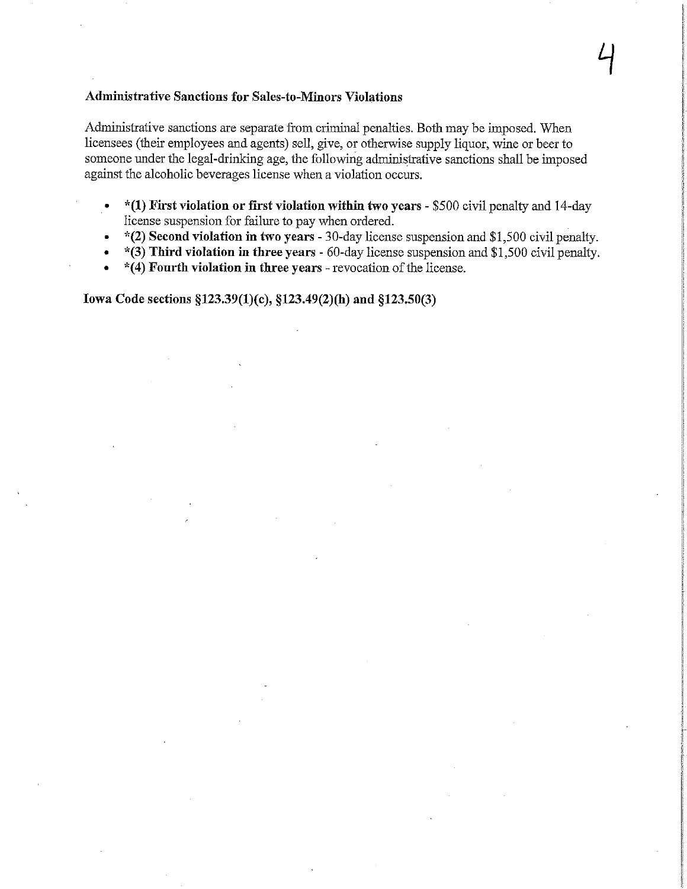## Administrative Sanctions for Sales-to-Minors Violations

Administrative sanctions are separate from criminal penalties. Both may be imposed. When licensees (their employees and agents) sell, give, or otherwise supply liquor, wine or beer to someone under the legal-drinking age, the following administrative sanctions shall be imposed against the alcoholic beverages license when a violation occurs.

- ***(1) First violation or first violation within two years** - $500 civil penalty and 14-day license suspension for failure to pay when ordered.
- ***(2) Second violation in two years** - 30-day license suspension and $1,500 civil penalty.
- ***(3) Third violation in three years** - 60-day license suspension and $1,500 civil penalty.
- ***(4) Fourth violation in three years** - revocation of the license.

**Iowa Code sections §123.39(1)(c), §123.49(2)(h) and §123.50(3)**